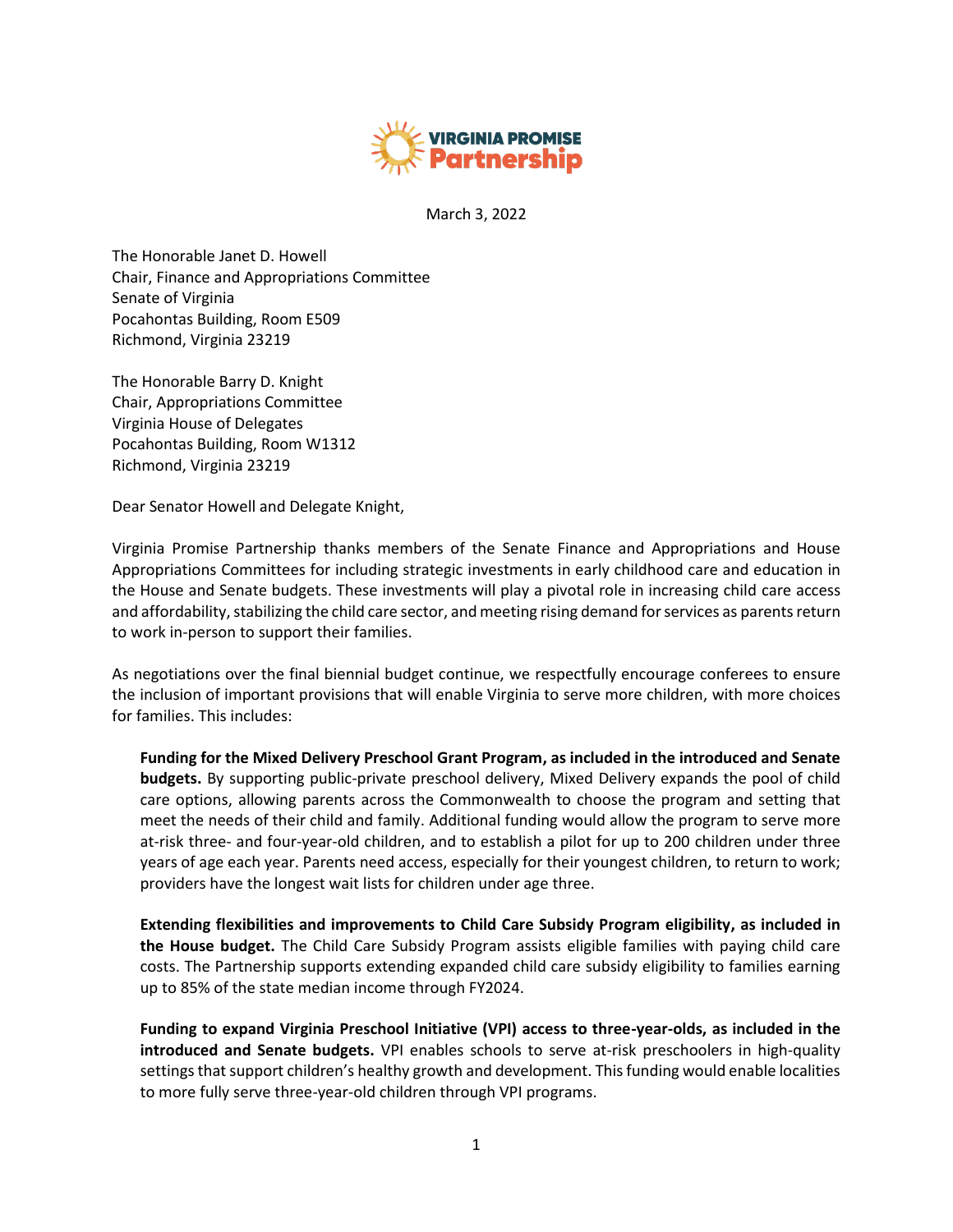**VIRGINIA PROMISE Partnership**

March 3, 2022

The Honorable Janet D. Howell
Chair, Finance and Appropriations Committee
Senate of Virginia
Pocahontas Building, Room E509
Richmond, Virginia 23219

The Honorable Barry D. Knight
Chair, Appropriations Committee
Virginia House of Delegates
Pocahontas Building, Room W1312
Richmond, Virginia 23219

Dear Senator Howell and Delegate Knight,

Virginia Promise Partnership thanks members of the Senate Finance and Appropriations and House Appropriations Committees for including strategic investments in early childhood care and education in the House and Senate budgets. These investments will play a pivotal role in increasing child care access and affordability, stabilizing the child care sector, and meeting rising demand for services as parents return to work in-person to support their families.

As negotiations over the final biennial budget continue, we respectfully encourage conferees to ensure the inclusion of important provisions that will enable Virginia to serve more children, with more choices for families. This includes:

**Funding for the Mixed Delivery Preschool Grant Program, as included in the introduced and Senate budgets.** By supporting public-private preschool delivery, Mixed Delivery expands the pool of child care options, allowing parents across the Commonwealth to choose the program and setting that meet the needs of their child and family. Additional funding would allow the program to serve more at-risk three- and four-year-old children, and to establish a pilot for up to 200 children under three years of age each year. Parents need access, especially for their youngest children, to return to work; providers have the longest wait lists for children under age three.

**Extending flexibilities and improvements to Child Care Subsidy Program eligibility, as included in the House budget.** The Child Care Subsidy Program assists eligible families with paying child care costs. The Partnership supports extending expanded child care subsidy eligibility to families earning up to 85% of the state median income through FY2024.

**Funding to expand Virginia Preschool Initiative (VPI) access to three-year-olds, as included in the introduced and Senate budgets.** VPI enables schools to serve at-risk preschoolers in high-quality settings that support children's healthy growth and development. This funding would enable localities to more fully serve three-year-old children through VPI programs.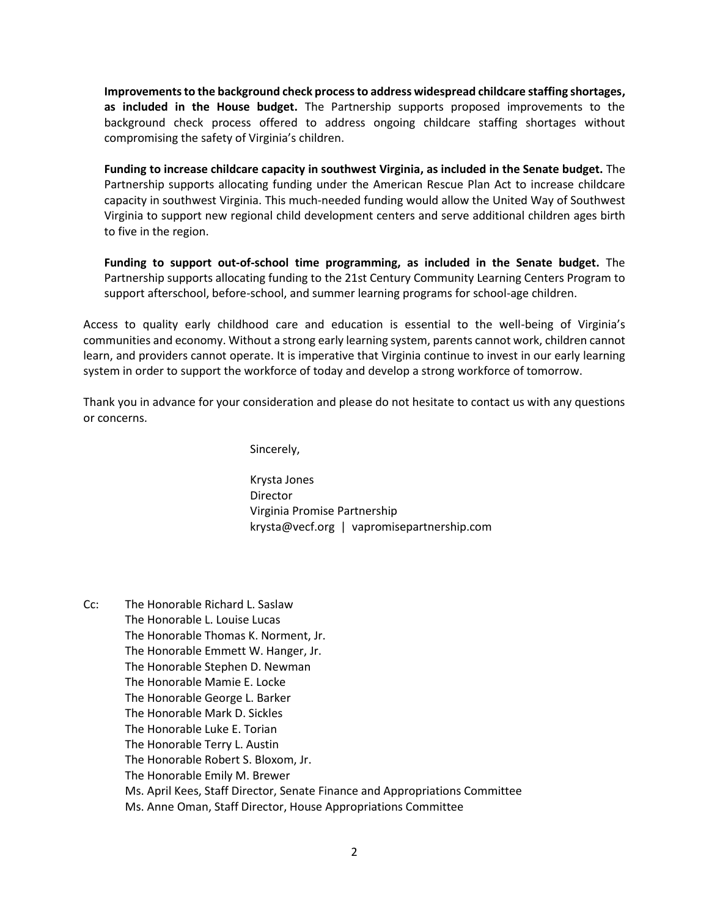**Improvements to the background check process to address widespread childcare staffing shortages, as included in the House budget.** The Partnership supports proposed improvements to the background check process offered to address ongoing childcare staffing shortages without compromising the safety of Virginia's children.

**Funding to increase childcare capacity in southwest Virginia, as included in the Senate budget.** The Partnership supports allocating funding under the American Rescue Plan Act to increase childcare capacity in southwest Virginia. This much-needed funding would allow the United Way of Southwest Virginia to support new regional child development centers and serve additional children ages birth to five in the region.

**Funding to support out-of-school time programming, as included in the Senate budget.** The Partnership supports allocating funding to the 21st Century Community Learning Centers Program to support afterschool, before-school, and summer learning programs for school-age children.

Access to quality early childhood care and education is essential to the well-being of Virginia's communities and economy. Without a strong early learning system, parents cannot work, children cannot learn, and providers cannot operate. It is imperative that Virginia continue to invest in our early learning system in order to support the workforce of today and develop a strong workforce of tomorrow.

Thank you in advance for your consideration and please do not hesitate to contact us with any questions or concerns.

Sincerely,

Krysta Jones
Director
Virginia Promise Partnership
krysta@vecf.org | vapromisepartnership.com

Cc: The Honorable Richard L. Saslaw
The Honorable L. Louise Lucas
The Honorable Thomas K. Norment, Jr.
The Honorable Emmett W. Hanger, Jr.
The Honorable Stephen D. Newman
The Honorable Mamie E. Locke
The Honorable George L. Barker
The Honorable Mark D. Sickles
The Honorable Luke E. Torian
The Honorable Terry L. Austin
The Honorable Robert S. Bloxom, Jr.
The Honorable Emily M. Brewer
Ms. April Kees, Staff Director, Senate Finance and Appropriations Committee
Ms. Anne Oman, Staff Director, House Appropriations Committee